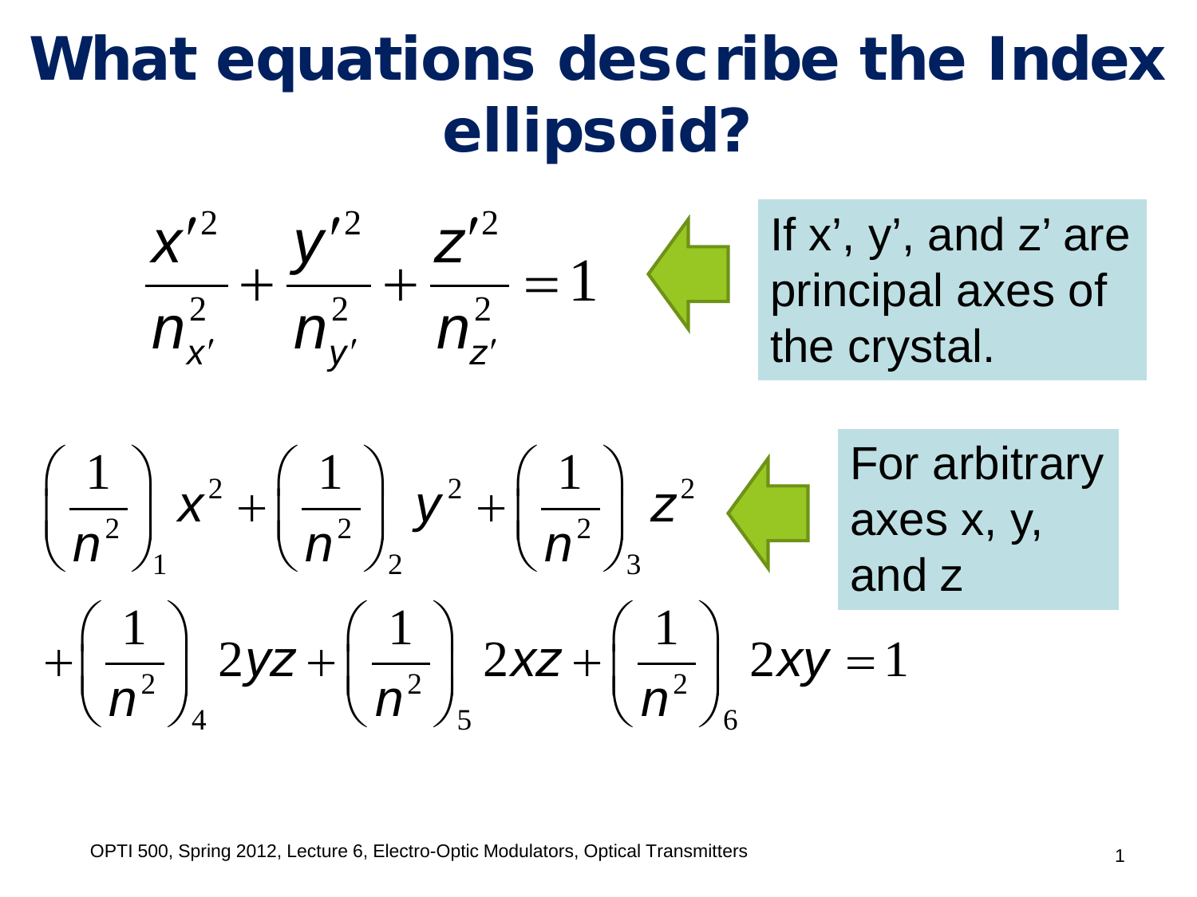# What equations describe the Index ellipsoid?

$$\frac{x'^2}{n_{x'}^2} + \frac{y'^2}{n_{y'}^2} + \frac{z'^2}{n_{z'}^2} = 1$$

If x', y', and z' are principal axes of the crystal.

$$\left(\frac{1}{n^2}\right)_1 x^2 + \left(\frac{1}{n^2}\right)_2 y^2 + \left(\frac{1}{n^2}\right)_3 z^2$$

$$+\left(\frac{1}{n^2}\right)_4 2yz + \left(\frac{1}{n^2}\right)_5 2xz + \left(\frac{1}{n^2}\right)_6 2xy = 1$$

For arbitrary axes x, y, and z

OPTI 500, Spring 2012, Lecture 6, Electro-Optic Modulators, Optical Transmitters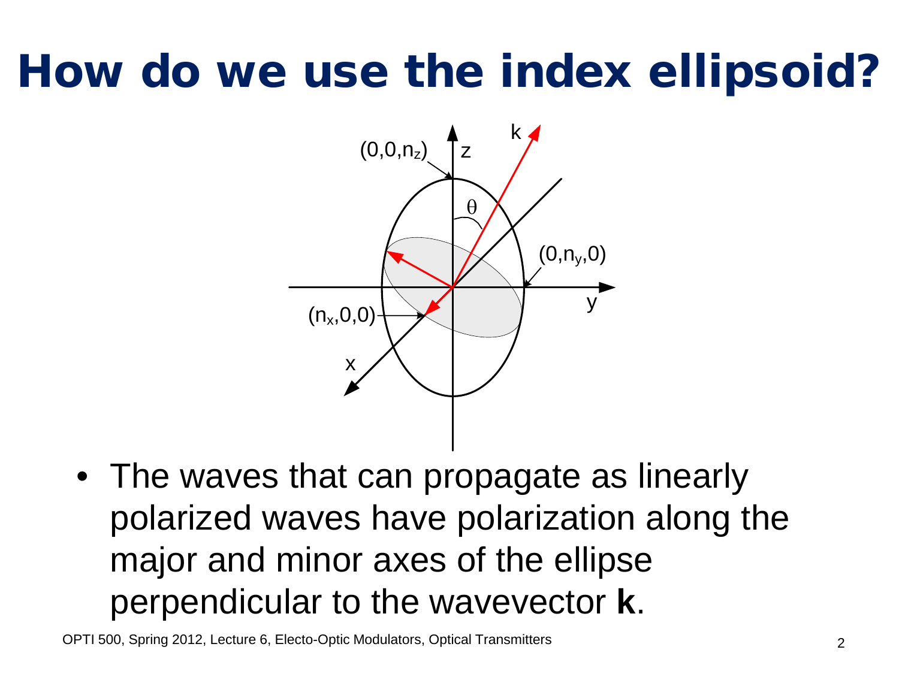# How do we use the index ellipsoid?

- The waves that can propagate as linearly polarized waves have polarization along the major and minor axes of the ellipse perpendicular to the wavevector **k**.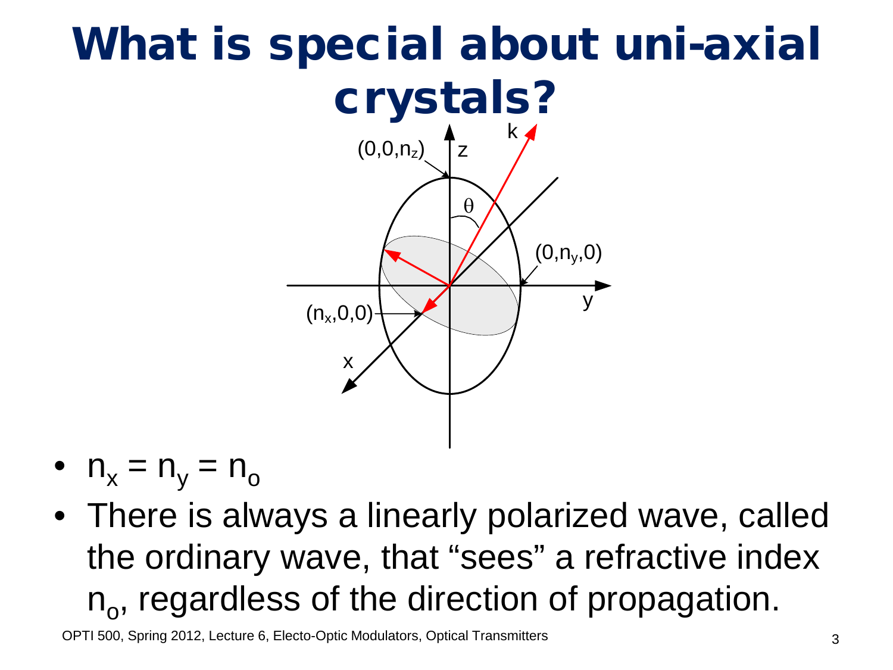# What is special about uni-axial crystals?

- $n_x = n_y = n_o$
- There is always a linearly polarized wave, called the ordinary wave, that "sees" a refractive index $n_o$, regardless of the direction of propagation.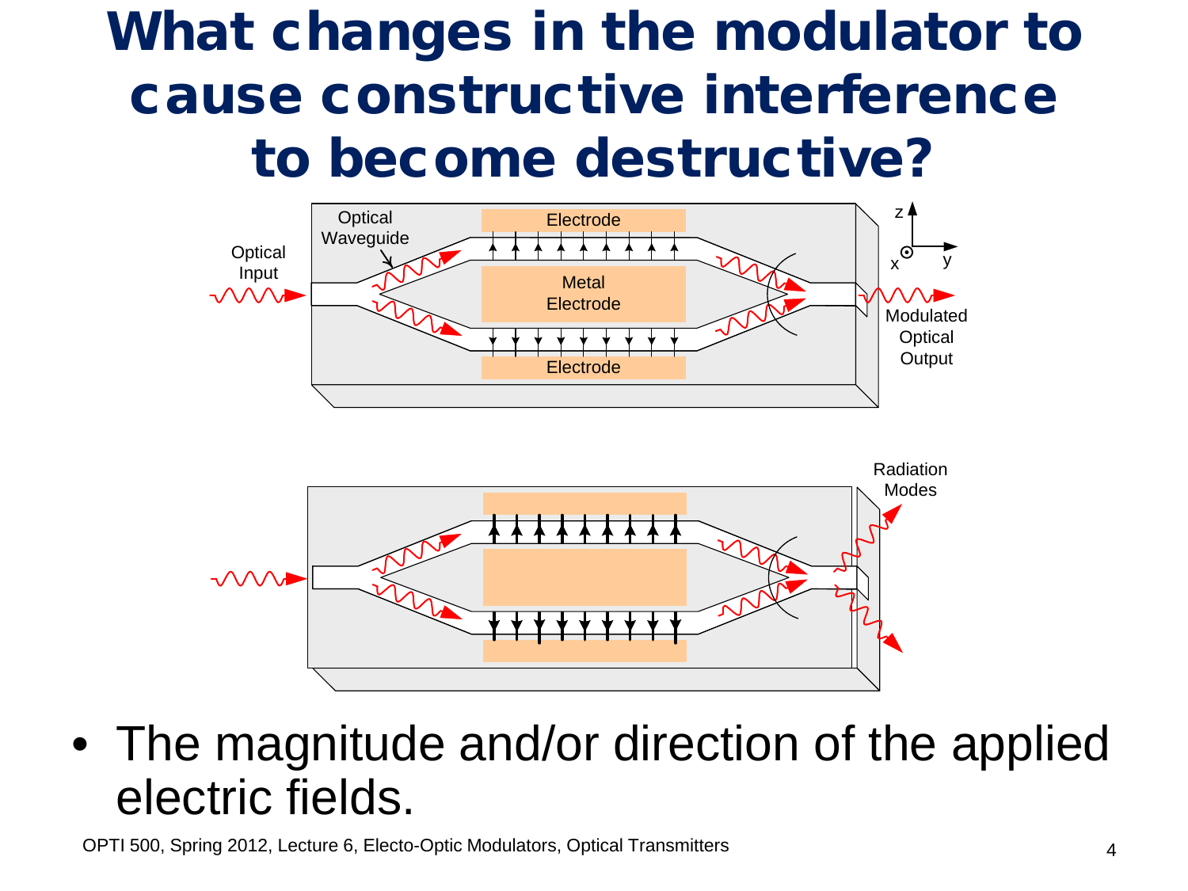# What changes in the modulator to cause constructive interference to become destructive?

- The magnitude and/or direction of the applied electric fields.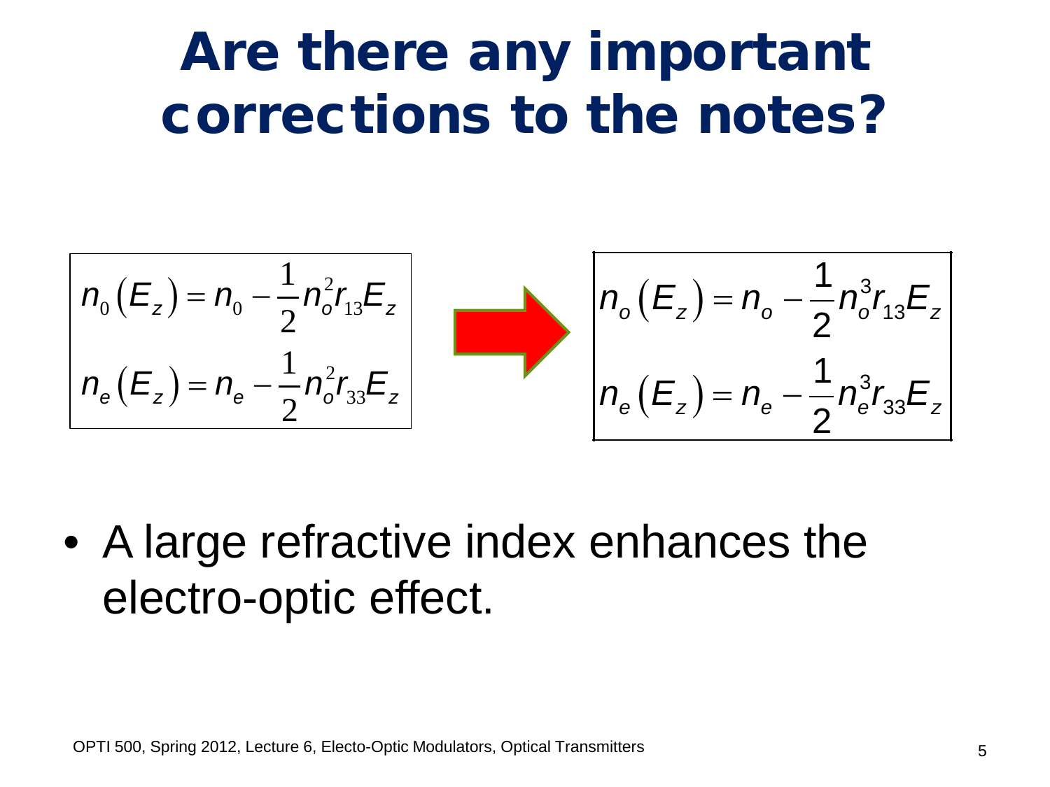# Are there any important corrections to the notes?

$$
\begin{aligned}
n_0\left(E_z\right) &= n_0 - \frac{1}{2} n_o^2 r_{13} E_z \\
n_e\left(E_z\right) &= n_e - \frac{1}{2} n_o^2 r_{33} E_z
\end{aligned}
$$

$\Rightarrow$

$$
\begin{aligned}
n_o\left(E_z\right) &= n_o - \frac{1}{2} n_o^3 r_{13} E_z \\
n_e\left(E_z\right) &= n_e - \frac{1}{2} n_e^3 r_{33} E_z
\end{aligned}
$$

- A large refractive index enhances the electro-optic effect.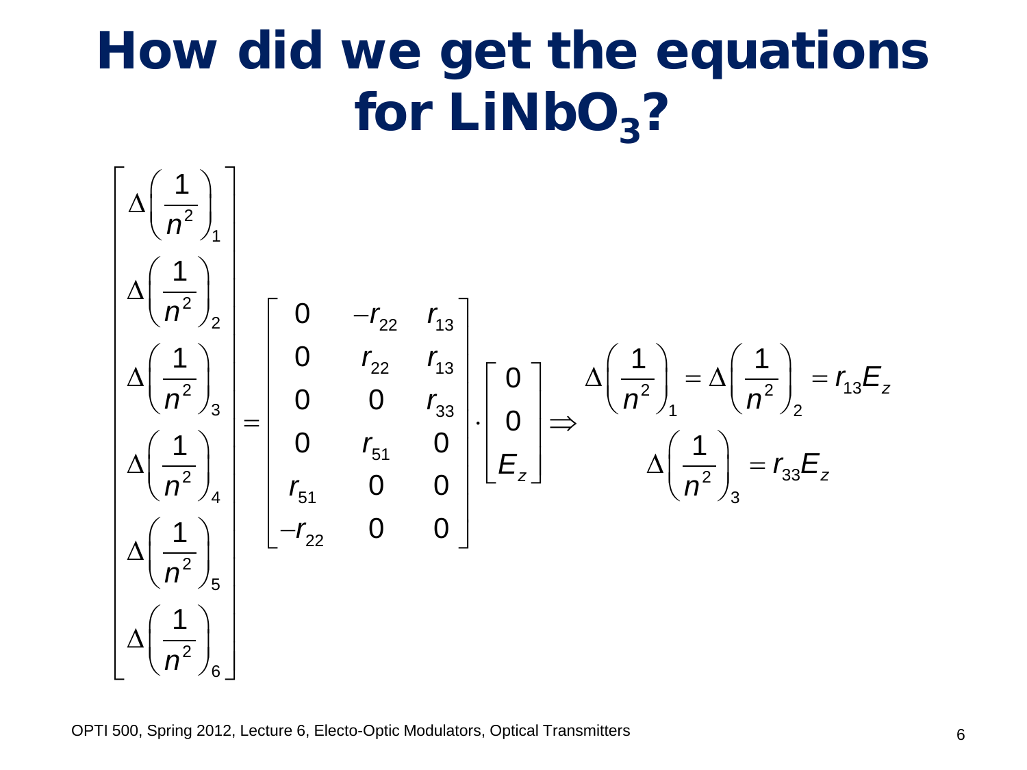# How did we get the equations for $LiNbO_3$?

$$
\begin{bmatrix}
\Delta\left(\frac{1}{n^2}\right)_1 \\
\Delta\left(\frac{1}{n^2}\right)_2 \\
\Delta\left(\frac{1}{n^2}\right)_3 \\
\Delta\left(\frac{1}{n^2}\right)_4 \\
\Delta\left(\frac{1}{n^2}\right)_5 \\
\Delta\left(\frac{1}{n^2}\right)_6
\end{bmatrix}
=
\begin{bmatrix}
0 & -r_{22} & r_{13} \\
0 & r_{22} & r_{13} \\
0 & 0 & r_{33} \\
0 & r_{51} & 0 \\
r_{51} & 0 & 0 \\
-r_{22} & 0 & 0
\end{bmatrix}
\cdot
\begin{bmatrix}
0 \\
0 \\
E_z
\end{bmatrix}
\Rightarrow
\begin{array}{c}
\Delta\left(\frac{1}{n^2}\right)_1 = \Delta\left(\frac{1}{n^2}\right)_2 = r_{13}E_z \\
\Delta\left(\frac{1}{n^2}\right)_3 = r_{33}E_z
\end{array}
$$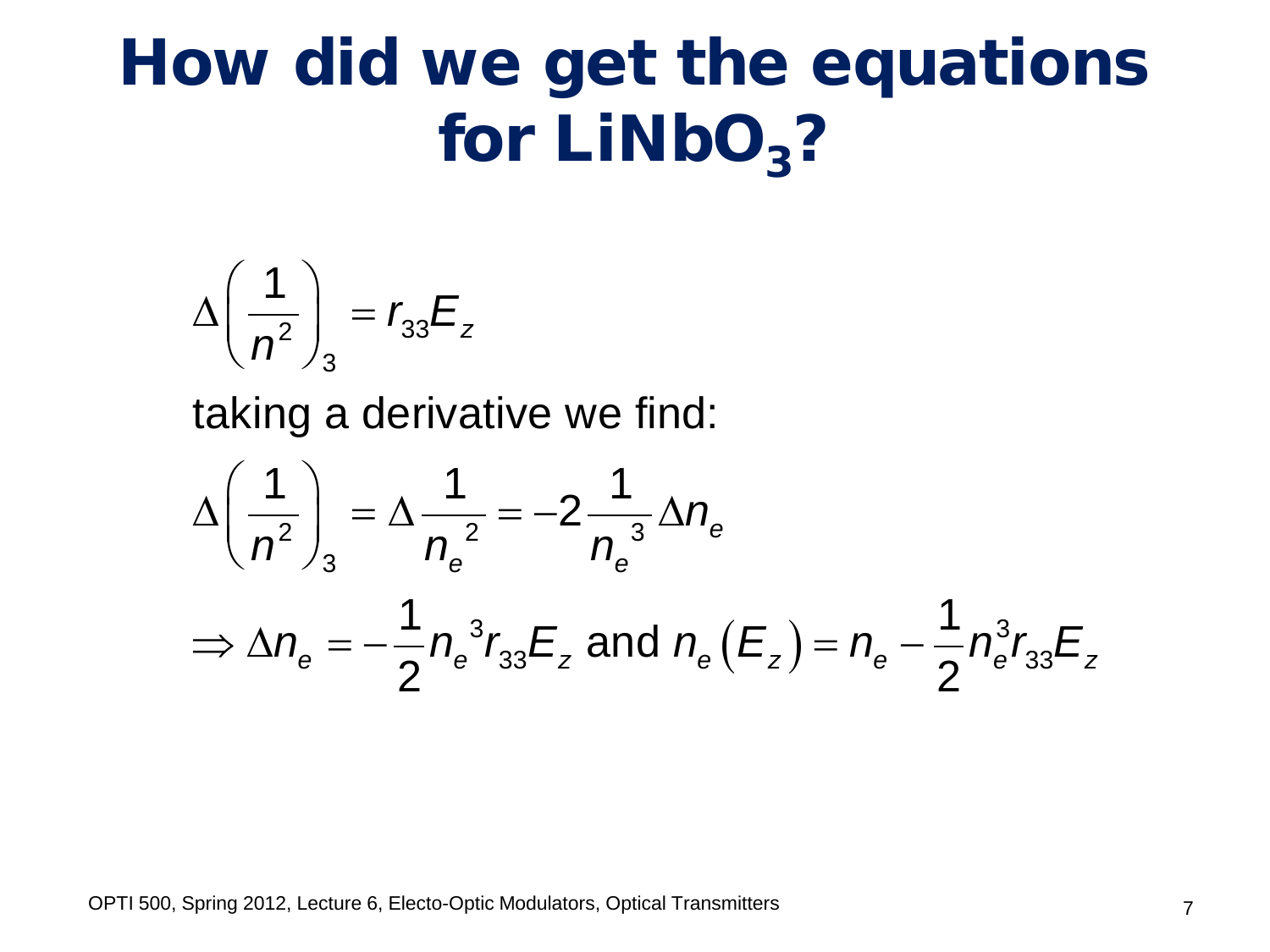# How did we get the equations for $LiNbO_3$?

$$\Delta\left(\frac{1}{n^2}\right)_3 = r_{33}E_z$$

taking a derivative we find:

$$\Delta\left(\frac{1}{n^2}\right)_3 = \Delta\frac{1}{n_e{}^2} = -2\frac{1}{n_e{}^3}\Delta n_e$$

$$\Rightarrow \Delta n_e = -\frac{1}{2}n_e{}^3 r_{33}E_z \text{ and } n_e\left(E_z\right) = n_e - \frac{1}{2}n_e^3 r_{33}E_z$$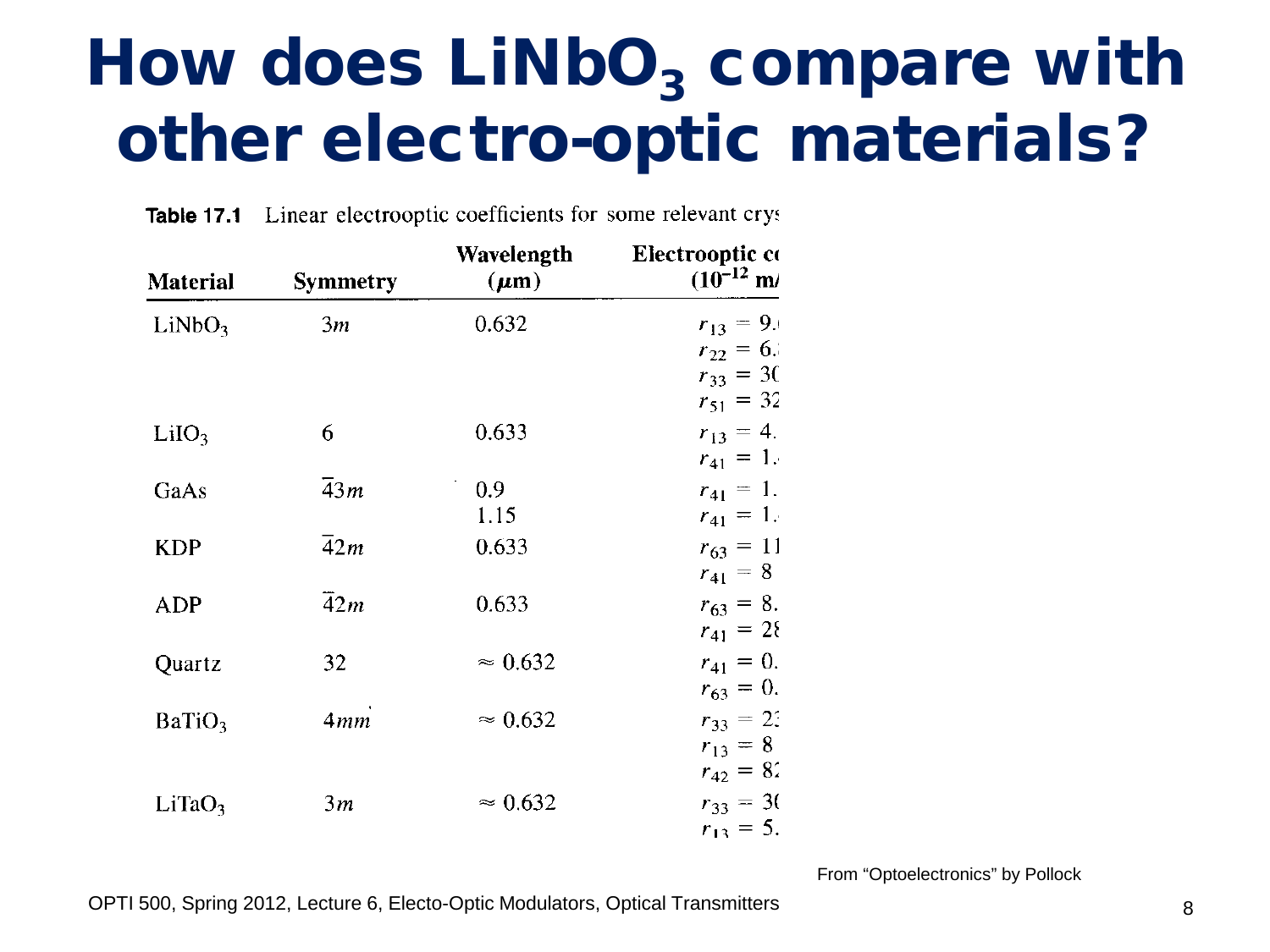# How does $LiNbO_3$ compare with other electro-optic materials?

**Table 17.1** Linear electrooptic coefficients for some relevant crys

| Material | Symmetry | Wavelength ($\mu$m) | Electrooptic co ($10^{-12}$ m/ |
|---|---|---|---|
| $LiNbO_3$ | $3m$ | 0.632 | $r_{13} = 9.$ |
| | | | $r_{22} = 6.$ |
| | | | $r_{33} = 3($ |
| | | | $r_{51} = 32$ |
| $LiIO_3$ | 6 | 0.633 | $r_{13} = 4.$ |
| | | | $r_{41} = 1.$ |
| GaAs | $\bar{4}3m$ | 0.9 | $r_{41} = 1.$ |
| | | 1.15 | $r_{41} = 1.$ |
| KDP | $\bar{4}2m$ | 0.633 | $r_{63} = 11$ |
| | | | $r_{41} = 8$ |
| ADP | $\bar{4}2m$ | 0.633 | $r_{63} = 8.$ |
| | | | $r_{41} = 2$ |
| Quartz | 32 | $\approx 0.632$ | $r_{41} = 0.$ |
| | | | $r_{63} = 0.$ |
| $BaTiO_3$ | $4mm$ | $\approx 0.632$ | $r_{33} = 2$ |
| | | | $r_{13} = 8$ |
| | | | $r_{42} = 8$ |
| $LiTaO_3$ | $3m$ | $\approx 0.632$ | $r_{33} = 3($ |
| | | | $r_{13} = 5.$ |

From "Optoelectronics" by Pollock

OPTI 500, Spring 2012, Lecture 6, Electo-Optic Modulators, Optical Transmitters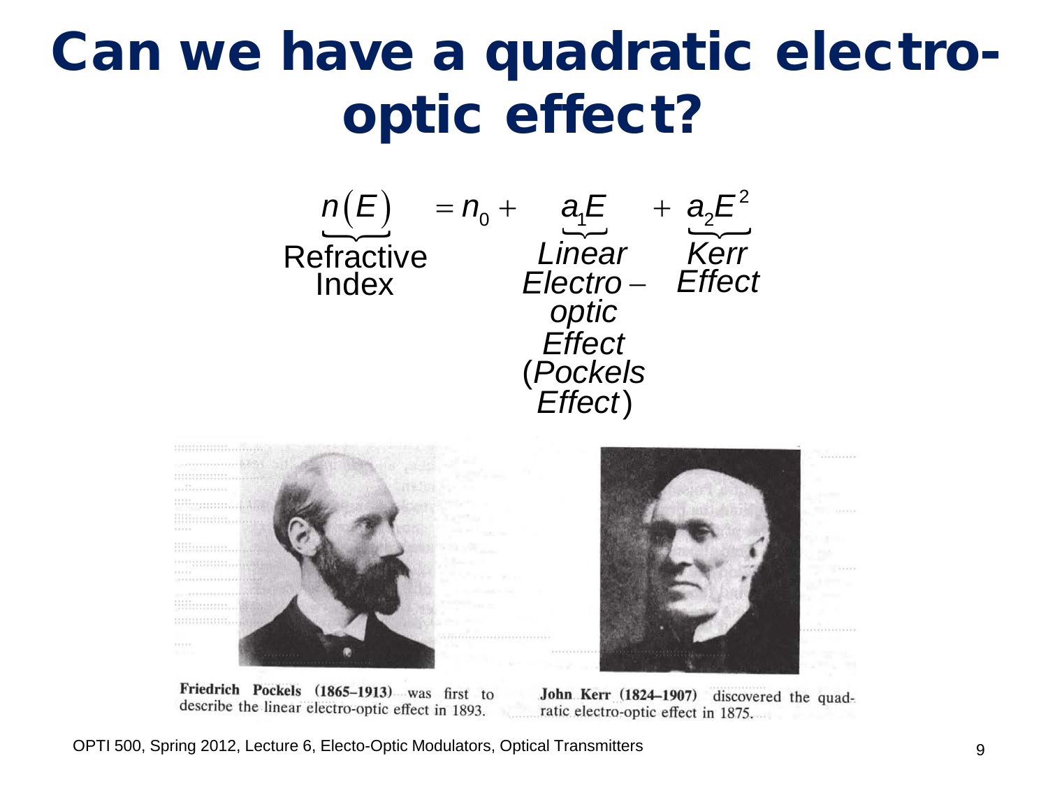# Can we have a quadratic electro-optic effect?

$$\underbrace{n(E)}_{\text{Refractive Index}} = n_0 + \underbrace{a_1 E}_{\substack{\textit{Linear Electro-optic Effect} \\ \textit{(Pockels Effect)}}} + \underbrace{a_2 E^2}_{\textit{Kerr Effect}}$$

**Friedrich Pockels (1865–1913)** was first to describe the linear electro-optic effect in 1893.

**John Kerr (1824–1907)** discovered the quadratic electro-optic effect in 1875.